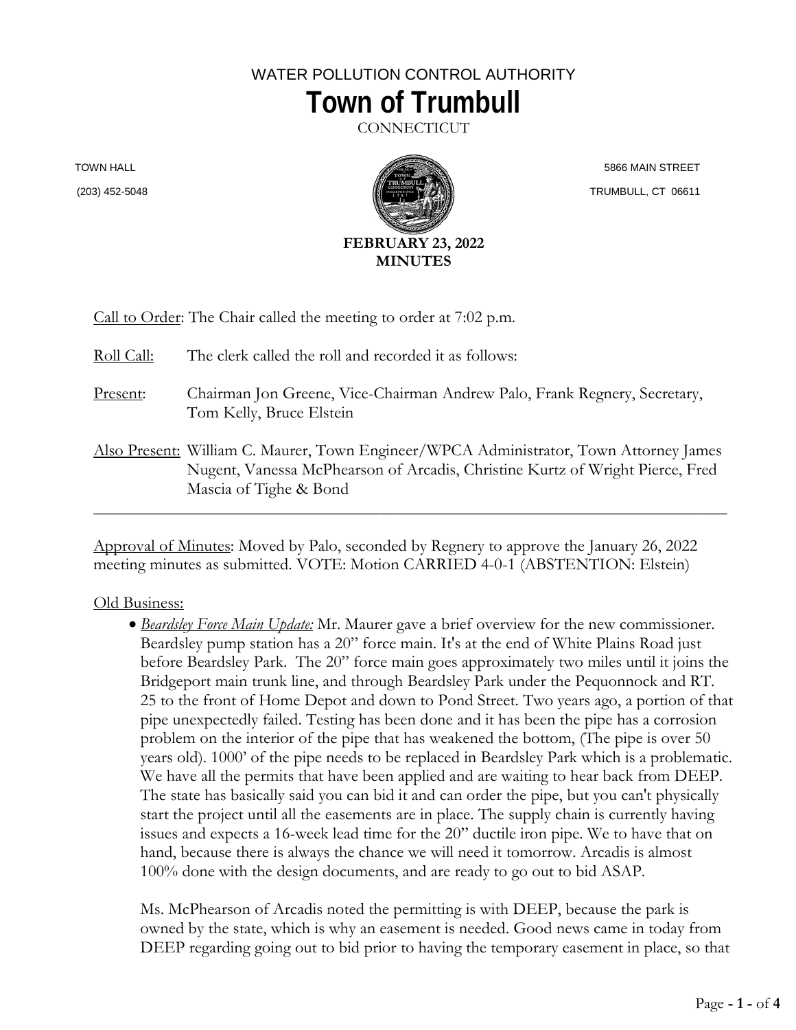WATER POLLUTION CONTROL AUTHORITY

# Town of Trumbull

CONNECTICUT

TOWN HALL
(203) 452-5048

5866 MAIN STREET
TRUMBULL, CT 06611

**FEBRUARY 23, 2022**
**MINUTES**

Call to Order: The Chair called the meeting to order at 7:02 p.m.

Roll Call: The clerk called the roll and recorded it as follows:

Present: Chairman Jon Greene, Vice-Chairman Andrew Palo, Frank Regnery, Secretary, Tom Kelly, Bruce Elstein

Also Present: William C. Maurer, Town Engineer/WPCA Administrator, Town Attorney James Nugent, Vanessa McPhearson of Arcadis, Christine Kurtz of Wright Pierce, Fred Mascia of Tighe & Bond

---

Approval of Minutes: Moved by Palo, seconded by Regnery to approve the January 26, 2022 meeting minutes as submitted. VOTE: Motion CARRIED 4-0-1 (ABSTENTION: Elstein)

Old Business:

- *Beardsley Force Main Update:* Mr. Maurer gave a brief overview for the new commissioner. Beardsley pump station has a 20" force main. It's at the end of White Plains Road just before Beardsley Park. The 20" force main goes approximately two miles until it joins the Bridgeport main trunk line, and through Beardsley Park under the Pequonnock and RT. 25 to the front of Home Depot and down to Pond Street. Two years ago, a portion of that pipe unexpectedly failed. Testing has been done and it has been the pipe has a corrosion problem on the interior of the pipe that has weakened the bottom, (The pipe is over 50 years old). 1000' of the pipe needs to be replaced in Beardsley Park which is a problematic. We have all the permits that have been applied and are waiting to hear back from DEEP. The state has basically said you can bid it and can order the pipe, but you can't physically start the project until all the easements are in place. The supply chain is currently having issues and expects a 16-week lead time for the 20" ductile iron pipe. We to have that on hand, because there is always the chance we will need it tomorrow. Arcadis is almost 100% done with the design documents, and are ready to go out to bid ASAP.

  Ms. McPhearson of Arcadis noted the permitting is with DEEP, because the park is owned by the state, which is why an easement is needed. Good news came in today from DEEP regarding going out to bid prior to having the temporary easement in place, so that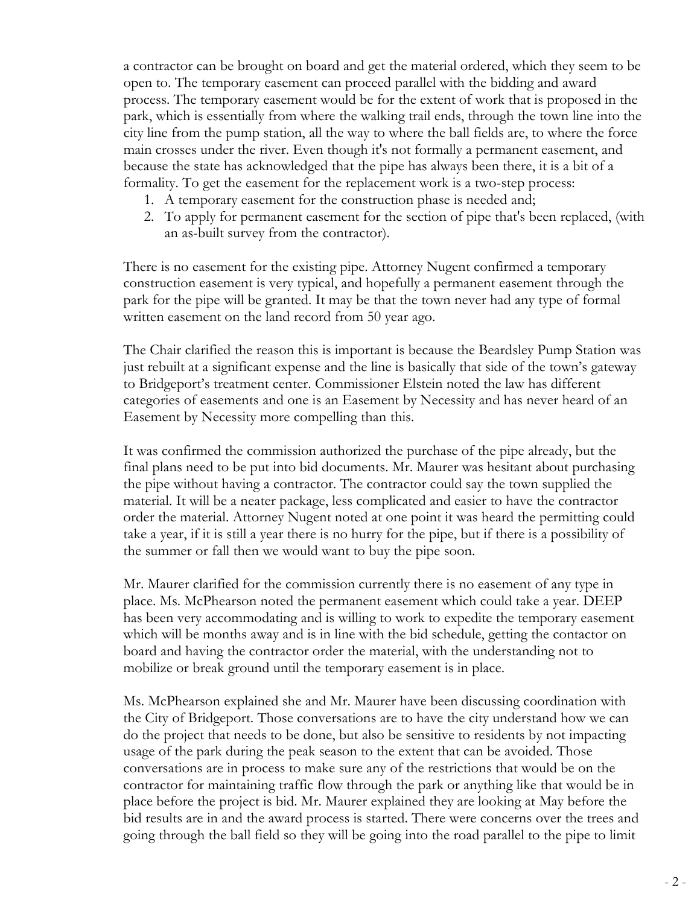a contractor can be brought on board and get the material ordered, which they seem to be open to. The temporary easement can proceed parallel with the bidding and award process. The temporary easement would be for the extent of work that is proposed in the park, which is essentially from where the walking trail ends, through the town line into the city line from the pump station, all the way to where the ball fields are, to where the force main crosses under the river. Even though it's not formally a permanent easement, and because the state has acknowledged that the pipe has always been there, it is a bit of a formality. To get the easement for the replacement work is a two-step process:

1. A temporary easement for the construction phase is needed and;
2. To apply for permanent easement for the section of pipe that's been replaced, (with an as-built survey from the contractor).

There is no easement for the existing pipe. Attorney Nugent confirmed a temporary construction easement is very typical, and hopefully a permanent easement through the park for the pipe will be granted. It may be that the town never had any type of formal written easement on the land record from 50 year ago.

The Chair clarified the reason this is important is because the Beardsley Pump Station was just rebuilt at a significant expense and the line is basically that side of the town's gateway to Bridgeport's treatment center. Commissioner Elstein noted the law has different categories of easements and one is an Easement by Necessity and has never heard of an Easement by Necessity more compelling than this.

It was confirmed the commission authorized the purchase of the pipe already, but the final plans need to be put into bid documents. Mr. Maurer was hesitant about purchasing the pipe without having a contractor. The contractor could say the town supplied the material. It will be a neater package, less complicated and easier to have the contractor order the material. Attorney Nugent noted at one point it was heard the permitting could take a year, if it is still a year there is no hurry for the pipe, but if there is a possibility of the summer or fall then we would want to buy the pipe soon.

Mr. Maurer clarified for the commission currently there is no easement of any type in place. Ms. McPhearson noted the permanent easement which could take a year. DEEP has been very accommodating and is willing to work to expedite the temporary easement which will be months away and is in line with the bid schedule, getting the contactor on board and having the contractor order the material, with the understanding not to mobilize or break ground until the temporary easement is in place.

Ms. McPhearson explained she and Mr. Maurer have been discussing coordination with the City of Bridgeport. Those conversations are to have the city understand how we can do the project that needs to be done, but also be sensitive to residents by not impacting usage of the park during the peak season to the extent that can be avoided. Those conversations are in process to make sure any of the restrictions that would be on the contractor for maintaining traffic flow through the park or anything like that would be in place before the project is bid. Mr. Maurer explained they are looking at May before the bid results are in and the award process is started. There were concerns over the trees and going through the ball field so they will be going into the road parallel to the pipe to limit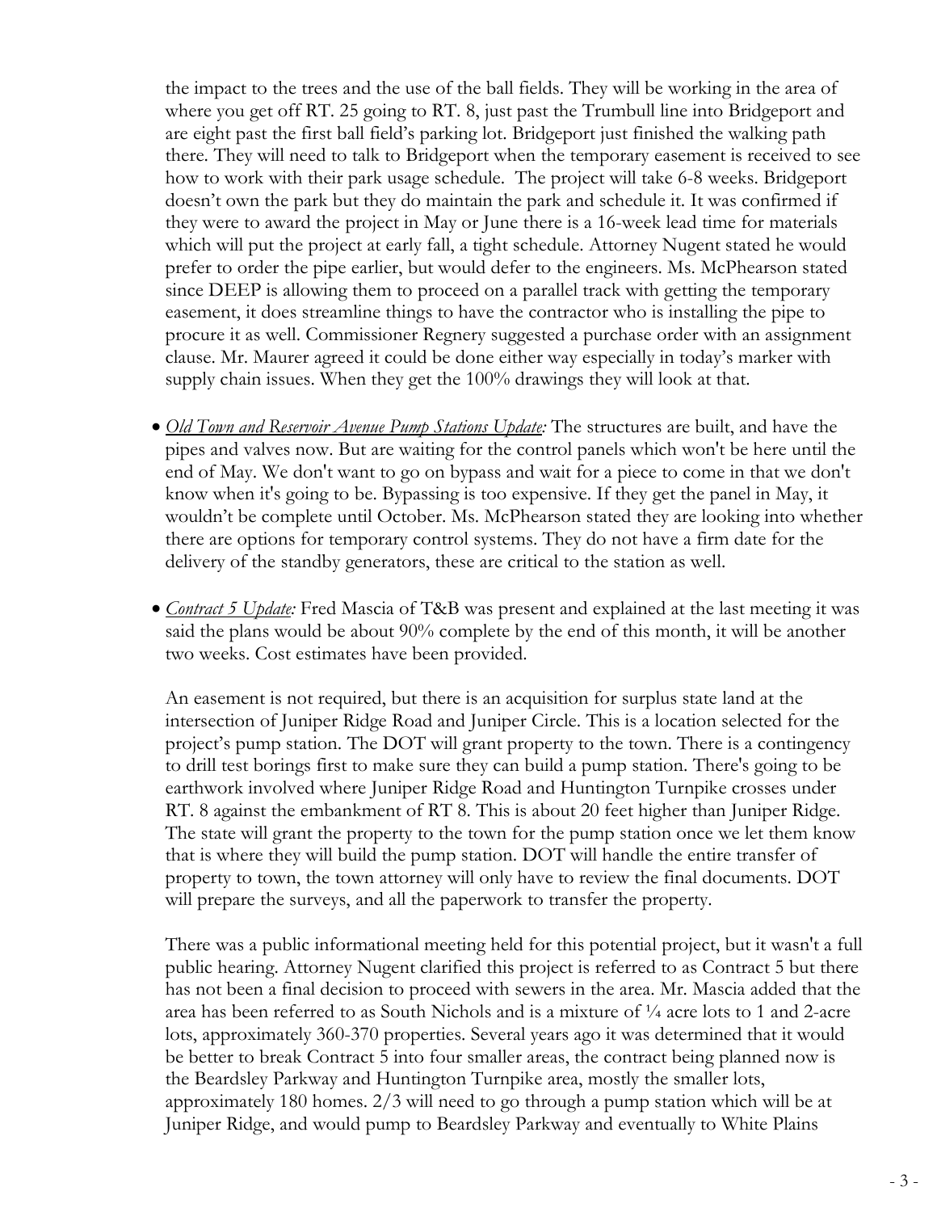the impact to the trees and the use of the ball fields. They will be working in the area of where you get off RT. 25 going to RT. 8, just past the Trumbull line into Bridgeport and are eight past the first ball field's parking lot. Bridgeport just finished the walking path there. They will need to talk to Bridgeport when the temporary easement is received to see how to work with their park usage schedule. The project will take 6-8 weeks. Bridgeport doesn't own the park but they do maintain the park and schedule it. It was confirmed if they were to award the project in May or June there is a 16-week lead time for materials which will put the project at early fall, a tight schedule. Attorney Nugent stated he would prefer to order the pipe earlier, but would defer to the engineers. Ms. McPhearson stated since DEEP is allowing them to proceed on a parallel track with getting the temporary easement, it does streamline things to have the contractor who is installing the pipe to procure it as well. Commissioner Regnery suggested a purchase order with an assignment clause. Mr. Maurer agreed it could be done either way especially in today's marker with supply chain issues. When they get the 100% drawings they will look at that.

- *Old Town and Reservoir Avenue Pump Stations Update:* The structures are built, and have the pipes and valves now. But are waiting for the control panels which won't be here until the end of May. We don't want to go on bypass and wait for a piece to come in that we don't know when it's going to be. Bypassing is too expensive. If they get the panel in May, it wouldn't be complete until October. Ms. McPhearson stated they are looking into whether there are options for temporary control systems. They do not have a firm date for the delivery of the standby generators, these are critical to the station as well.

- *Contract 5 Update:* Fred Mascia of T&B was present and explained at the last meeting it was said the plans would be about 90% complete by the end of this month, it will be another two weeks. Cost estimates have been provided.

  An easement is not required, but there is an acquisition for surplus state land at the intersection of Juniper Ridge Road and Juniper Circle. This is a location selected for the project's pump station. The DOT will grant property to the town. There is a contingency to drill test borings first to make sure they can build a pump station. There's going to be earthwork involved where Juniper Ridge Road and Huntington Turnpike crosses under RT. 8 against the embankment of RT 8. This is about 20 feet higher than Juniper Ridge. The state will grant the property to the town for the pump station once we let them know that is where they will build the pump station. DOT will handle the entire transfer of property to town, the town attorney will only have to review the final documents. DOT will prepare the surveys, and all the paperwork to transfer the property.

  There was a public informational meeting held for this potential project, but it wasn't a full public hearing. Attorney Nugent clarified this project is referred to as Contract 5 but there has not been a final decision to proceed with sewers in the area. Mr. Mascia added that the area has been referred to as South Nichols and is a mixture of ¼ acre lots to 1 and 2-acre lots, approximately 360-370 properties. Several years ago it was determined that it would be better to break Contract 5 into four smaller areas, the contract being planned now is the Beardsley Parkway and Huntington Turnpike area, mostly the smaller lots, approximately 180 homes. 2/3 will need to go through a pump station which will be at Juniper Ridge, and would pump to Beardsley Parkway and eventually to White Plains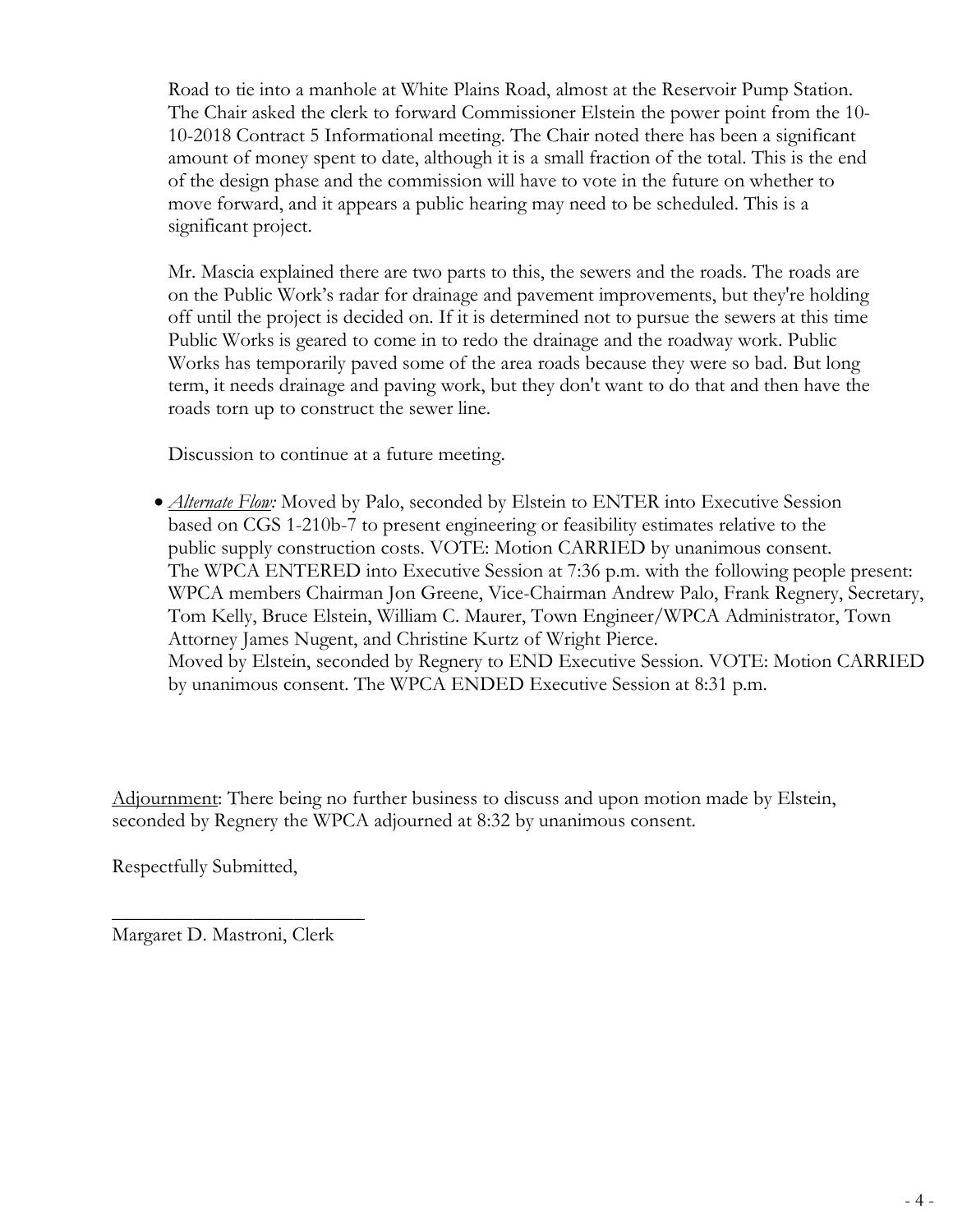Road to tie into a manhole at White Plains Road, almost at the Reservoir Pump Station. The Chair asked the clerk to forward Commissioner Elstein the power point from the 10-10-2018 Contract 5 Informational meeting. The Chair noted there has been a significant amount of money spent to date, although it is a small fraction of the total. This is the end of the design phase and the commission will have to vote in the future on whether to move forward, and it appears a public hearing may need to be scheduled. This is a significant project.

Mr. Mascia explained there are two parts to this, the sewers and the roads. The roads are on the Public Work's radar for drainage and pavement improvements, but they're holding off until the project is decided on. If it is determined not to pursue the sewers at this time Public Works is geared to come in to redo the drainage and the roadway work. Public Works has temporarily paved some of the area roads because they were so bad. But long term, it needs drainage and paving work, but they don't want to do that and then have the roads torn up to construct the sewer line.

Discussion to continue at a future meeting.

- *Alternate Flow:* Moved by Palo, seconded by Elstein to ENTER into Executive Session based on CGS 1-210b-7 to present engineering or feasibility estimates relative to the public supply construction costs. VOTE: Motion CARRIED by unanimous consent. The WPCA ENTERED into Executive Session at 7:36 p.m. with the following people present: WPCA members Chairman Jon Greene, Vice-Chairman Andrew Palo, Frank Regnery, Secretary, Tom Kelly, Bruce Elstein, William C. Maurer, Town Engineer/WPCA Administrator, Town Attorney James Nugent, and Christine Kurtz of Wright Pierce.
  Moved by Elstein, seconded by Regnery to END Executive Session. VOTE: Motion CARRIED by unanimous consent. The WPCA ENDED Executive Session at 8:31 p.m.

Adjournment: There being no further business to discuss and upon motion made by Elstein, seconded by Regnery the WPCA adjourned at 8:32 by unanimous consent.

Respectfully Submitted,

___________________________

Margaret D. Mastroni, Clerk